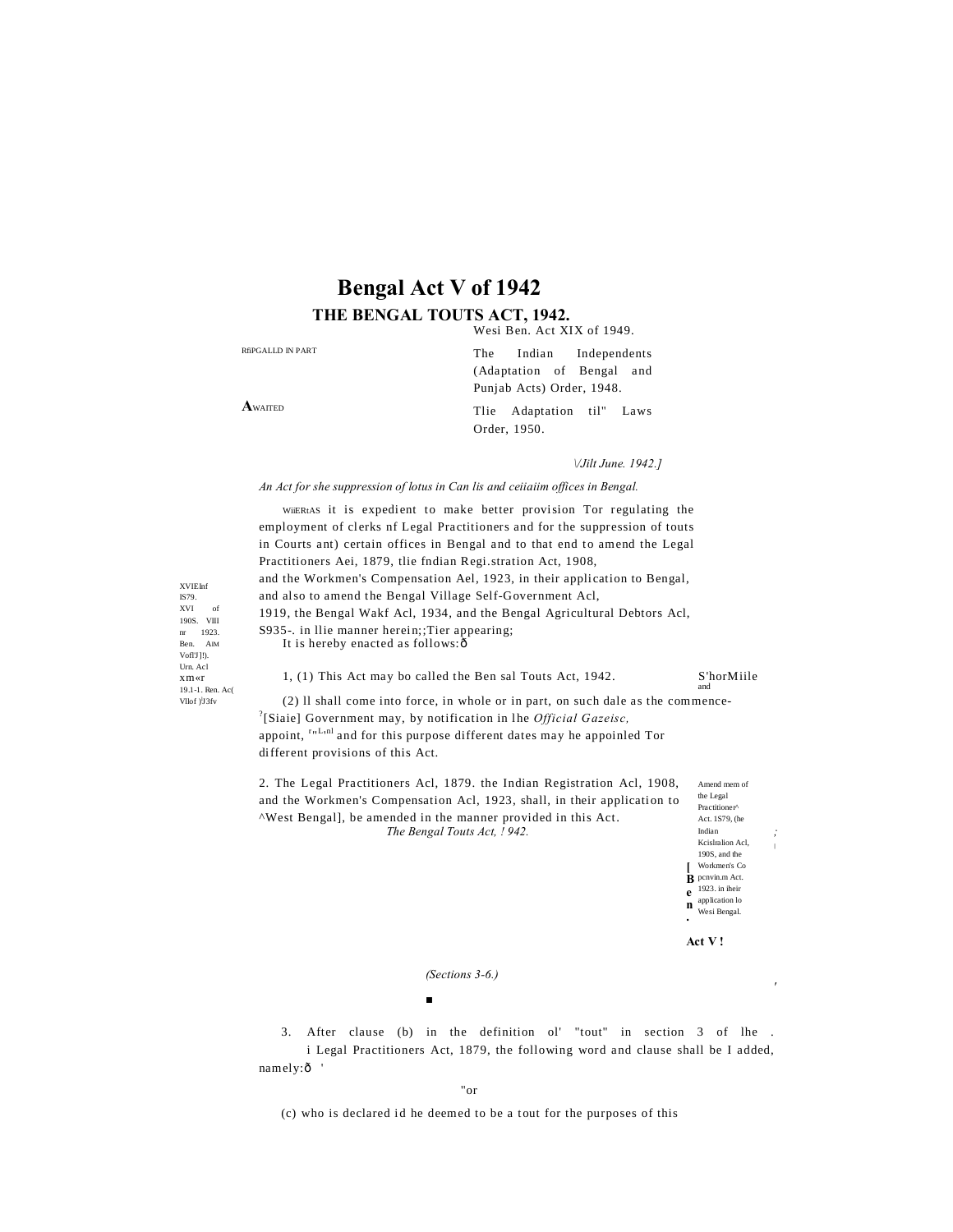# Bengal Act V of 1942

## THE BENGAL TOUTS ACT, 1942.

RßPGALLD IN PART — Wesi Ben. Act XIX of 1949.

The Indian Independents (Adaptation of Bengal and Punjab Acts) Order, 1948.

AWAITED — Tlie Adaptation til" Laws Order, 1950.

\/Jilt June. 1942.]

*An Act for she suppression of lotus in Can lis and ceiiaiim offices in Bengal.*

WiiERtAS it is expedient to make better provision Tor regulating the employment of clerks nf Legal Practitioners and for the suppression of touts in Courts ant) certain offices in Bengal and to that end to amend the Legal Practitioners Aei, 1879, tlie fndian Regi.stration Act, 1908, and the Workmen's Compensation Ael, 1923, in their application to Bengal, and also to amend the Bengal Village Self-Government Acl, 1919, the Bengal Wakf Acl, 1934, and the Bengal Agricultural Debtors Acl, S935-. in llie manner herein;;Tier appearing;

XVIElnf lS79. XVI of 190S. VIII nr 1923. Ben. AIM Vofl'J]!). Urn. Acl xm«r 19.1-1. Ren. Ac( Vllof )'J3fv

It is hereby enacted as follows:ð

S'horMiile and

1, (1) This Act may bo called the Ben sal Touts Act, 1942.

(2) ll shall come into force, in whole or in part, on such dale as the commence-[?][Siaie] Government may, by notification in lhe *Official Gazeisc,* appoint, and for this purpose different dates may he appoinled Tor different provisions of this Act.

Amend mem of the Legal Practitioner^ Act. 1S79, (he Indian Kcislralion Acl, 190S, and the Workmen's Co pcnvin.m Act. 1923. in iheir application lo Wesi Bengal.

2. The Legal Practitioners Acl, 1879. the Indian Registration Acl, 1908, and the Workmen's Compensation Acl, 1923, shall, in their application to ^West Bengal], be amended in the manner provided in this Act.

*(Sections 3-6.)*

3. After clause (b) in the definition ol' "tout" in section 3 of lhe i Legal Practitioners Act, 1879, the following word and clause shall be I added, namely:ð '

"or

(c) who is declared id he deemed to be a tout for the purposes of this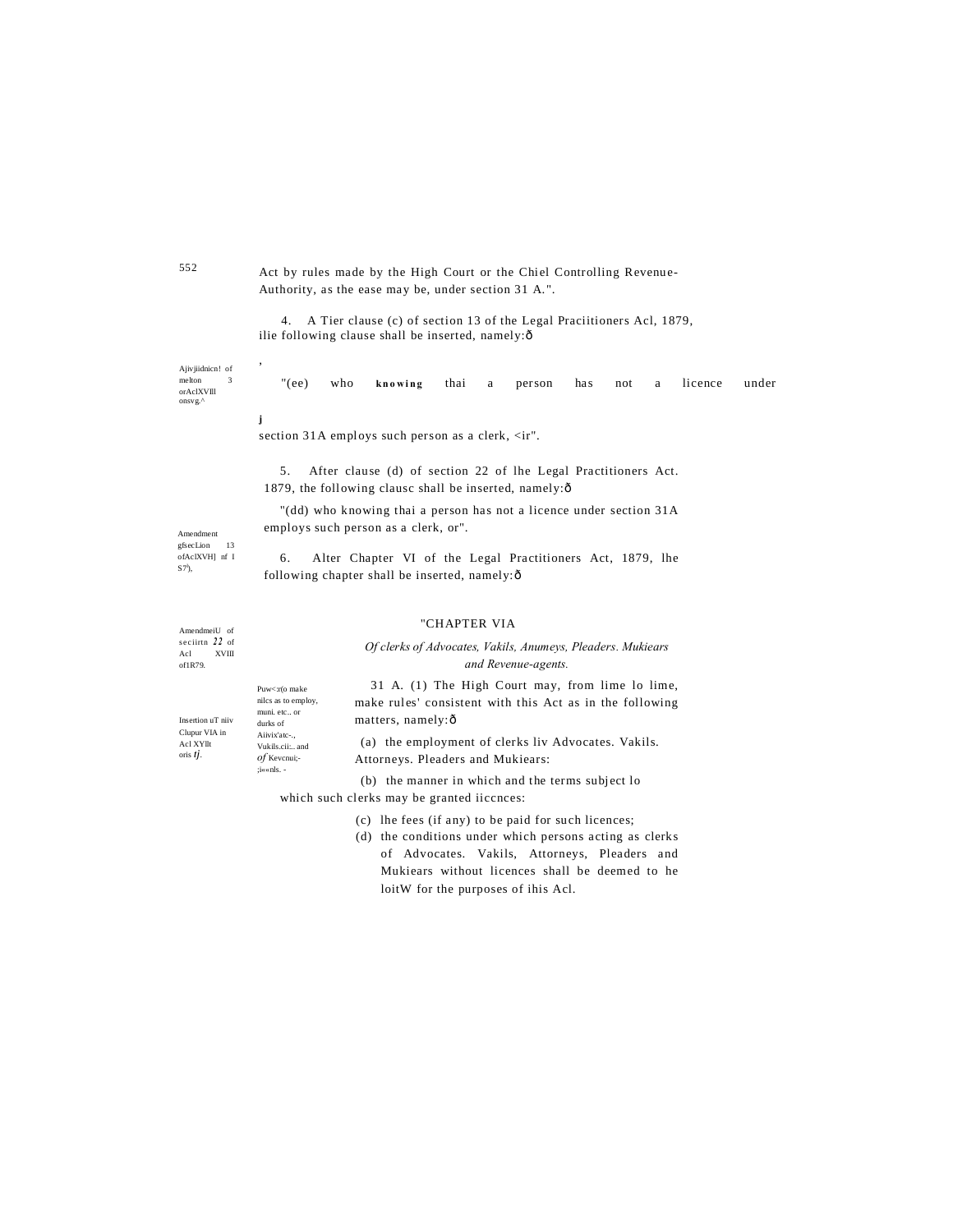Act by rules made by the High Court or the Chiel Controlling Revenue-Authority, as the ease may be, under section 31 A.".

Ajivjiidnicn! of melton 3 orAclXVIll onsvg.^

4. A Tier clause (c) of section 13 of the Legal Praciitioners Acl, 1879, ilie following clause shall be inserted, namely:ð

"(ee) who **knowing** thai a person has not a licence under section 31A employs such person as a clerk, <ir".

Amendment gfsecLion 13 ofAclXVH] nf I S7'),

5. After clause (d) of section 22 of lhe Legal Practitioners Act. 1879, the following clausc shall be inserted, namely:ð

"(dd) who knowing thai a person has not a licence under section 31A employs such person as a clerk, or".

AmendmeiU of seciirtn *22* of Acl XVIII of1R79.

6. Alter Chapter VI of the Legal Practitioners Act, 1879, lhe following chapter shall be inserted, namely:ð

Insertion uT niiv Clupur VIA in Acl XYllt oris *tj*.

"CHAPTER VIA

*Of clerks of Advocates, Vakils, Anumeys, Pleaders. Mukiears and Revenue-agents.*

Puw<:r(o make nilcs as to employ, muni. etc.. or durks of Aiivix'atc-., Vukils.cii:.. and *of* Kevcnui;-;i««nls. -

31 A. (1) The High Court may, from lime lo lime, make rules' consistent with this Act as in the following matters, namely:ð

(a) the employment of clerks liv Advocates. Vakils. Attorneys. Pleaders and Mukiears:

(b) the manner in which and the terms subject lo which such clerks may be granted iiccnces:

(c) lhe fees (if any) to be paid for such licences;

(d) the conditions under which persons acting as clerks of Advocates. Vakils, Attorneys, Pleaders and Mukiears without licences shall be deemed to he loitW for the purposes of ihis Acl.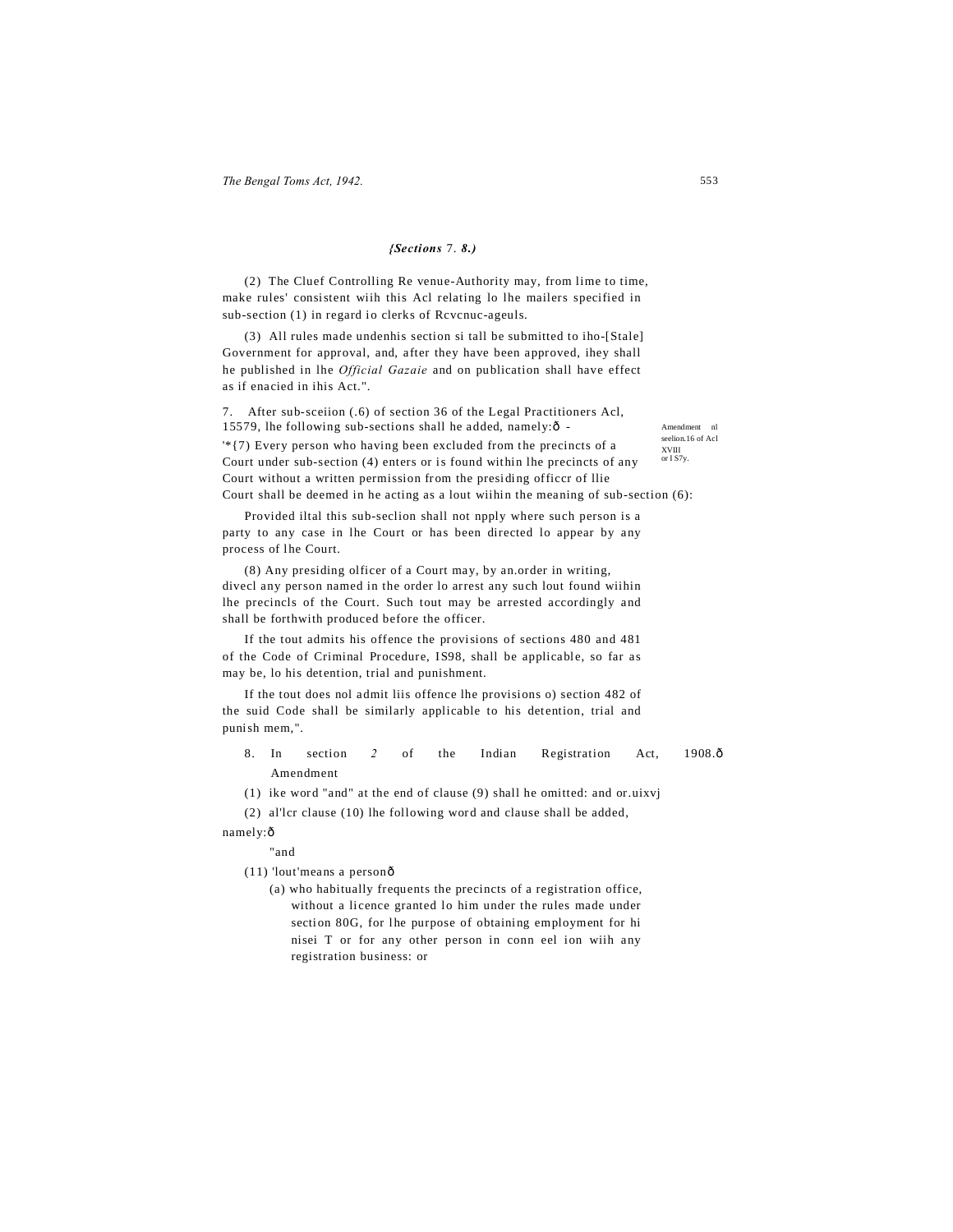*{Sections* 7. *8.)*

(2) The Cluef Controlling Re venue-Authority may, from lime to time, make rules' consistent wiih this Acl relating lo lhe mailers specified in sub-section (1) in regard io clerks of Rcvcnuc-ageuls.

(3) All rules made undenhis section si tall be submitted to iho-[Stale] Government for approval, and, after they have been approved, ihey shall he published in lhe *Official Gazaie* and on publication shall have effect as if enacied in ihis Act.".

7. After sub-sceiion (.6) of section 36 of the Legal Practitioners Acl, 15579, lhe following sub-sections shall he added, namely:ð -

Amendment nl seelion.16 of Acl XVIII or I S7y.

'*{7) Every person who having been excluded from the precincts of a Court under sub-section (4) enters or is found within lhe precincts of any Court without a written permission from the presiding officcr of llie Court shall be deemed in he acting as a lout wiihin the meaning of sub-section (6):

Provided iltal this sub-seclion shall not npply where such person is a party to any case in lhe Court or has been directed lo appear by any process of lhe Court.

(8) Any presiding olficer of a Court may, by an.order in writing, divecl any person named in the order lo arrest any such lout found wiihin lhe precincls of the Court. Such tout may be arrested accordingly and shall be forthwith produced before the officer.

If the tout admits his offence the provisions of sections 480 and 481 of the Code of Criminal Procedure, IS98, shall be applicable, so far as may be, lo his detention, trial and punishment.

If the tout does nol admit liis offence lhe provisions o) section 482 of the suid Code shall be similarly applicable to his detention, trial and punish mem,".

8. In section *2* of the Indian Registration Act, 1908.ð Amendment

(1) ike word "and" at the end of clause (9) shall he omitted: and or.uixvj

(2) al'lcr clause (10) lhe following word and clause shall be added, namely:ð

"and

(11) 'lout'means a personð

(a) who habitually frequents the precincts of a registration office, without a licence granted lo him under the rules made under section 80G, for lhe purpose of obtaining employment for hi nisei T or for any other person in conn eel ion wiih any registration business: or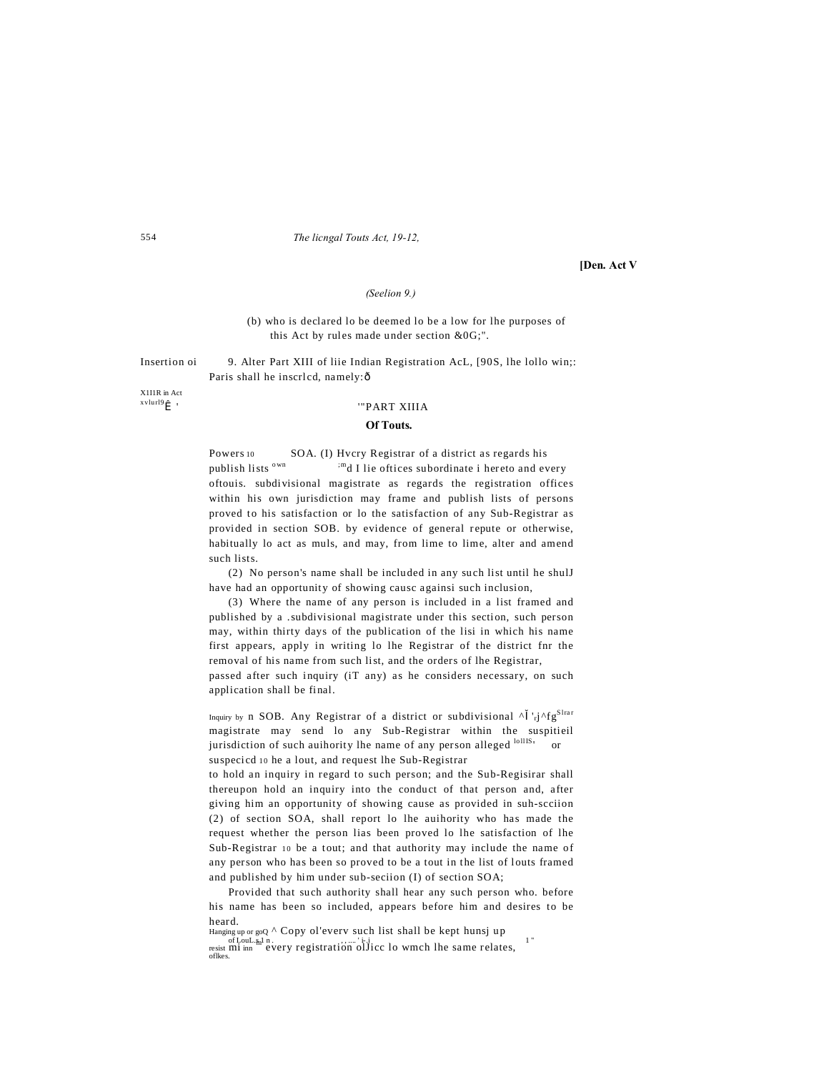[Ben. Act V

*(Seelion 9.)*

(b) who is declared lo be deemed lo be a low for lhe purposes of this Act by rules made under section &0G;".

Insertion oi XIII R in Act xvlurl9È ,

9. Alter Part XIII of liie Indian Registration AcL, [90S, lhe lollo win;: Paris shall he inscrlcd, namely:ð

'"PART XIIIA

**Of Touts.**

Powers 10 publish lists oftouis.

SOA. (I) Hvcry Registrar of a district as regards his own and I lie oftices subordinate i hereto and every subdivisional magistrate as regards the registration offices within his own jurisdiction may frame and publish lists of persons proved to his satisfaction or lo the satisfaction of any Sub-Registrar as provided in section SOB. by evidence of general repute or otherwise, habitually lo act as muls, and may, from lime to lime, alter and amend such lists.

(2) No person's name shall be included in any such list until he shulJ have had an opportunity of showing causc againsi such inclusion,

(3) Where the name of any person is included in a list framed and published by a .subdivisional magistrate under this section, such person may, within thirty days of the publication of the lisi in which his name first appears, apply in writing lo lhe Registrar of the district fnr the removal of his name from such list, and the orders of lhe Registrar, passed after such inquiry (iT any) as he considers necessary, on such application shall be final.

Inquiry by n Slrar suspitieil lollIS, or

SOB. Any Registrar of a district or subdivisional magistrate may send lo any Sub-Registrar within the jurisdiction of such auihority lhe name of any person alleged or suspecicd 10 he a lout, and request lhe Sub-Registrar to hold an inquiry in regard to such person; and the Sub-Regisirar shall thereupon hold an inquiry into the conduct of that person and, after giving him an opportunity of showing cause as provided in suh-scciion (2) of section SOA, shall report lo lhe auihority who has made the request whether the person lias been proved lo lhe satisfaction of lhe Sub-Registrar 10 be a tout; and that authority may include the name of any person who has been so proved to be a tout in the list of louts framed and published by him under sub-seciion (I) of section SOA;

Provided that such authority shall hear any such person who. before his name has been so included, appears before him and desires to be heard.

Hanging up or goQ of LouL.s.l n. resist mi inn oflkes.

^ Copy ol'everv such list shall be kept hunsj up every registration olJicc lo wmch lhe same relates,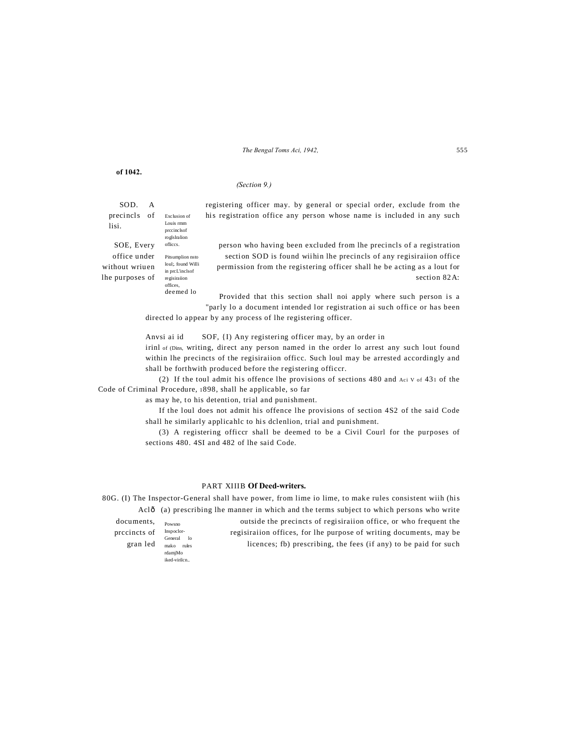of 1042.

*(Section 9.)*

SOD. A registering officer may. by general or special order, exclude from the precincls of his registration office any person whose name is included in any such lisi.

Exclusion of Louis rmm prccinclsof roglslralion ofliccs.

SOE, Every person who having been excluded from lhe precincls of a registration office under section SOD is found wiihin lhe precincls of any regisiraiion office without wriuen permission from the registering officer shall he be acting as a lout for lhe purposes of section 82A:

Pitsumplion nsto loul; found Willi in prcL'inclsof regisiraiion offices, deemed lo

Provided that this section shall noi apply where such person is a "parly lo a document intended lor registration ai such office or has been directed lo appear by any process of lhe registering officer.

Anvsi ai id irinl of (Dins, SOF, {I) Any registering officer may, by an order in writing, direct any person named in the order lo arrest any such lout found within lhe precincts of the regisiraiion officc. Such loul may be arrested accordingly and shall be forthwith produced before the registering officcr.

(2) If the toul admit his offence lhe provisions of sections 480 and Aci V of 431 of the Code of Criminal Procedure, 1898, shall he applicable, so far as may he, to his detention, trial and punishment.

If the loul does not admit his offence lhe provisions of section 4S2 of the said Code shall he similarly applicahlc to his dclenlion, trial and punishment.

(3) A registering officcr shall be deemed to be a Civil Courl for the purposes of sections 480. 4SI and 482 of lhe said Code.

## PART XIIIB **Of Deed-writers.**

80G. (I) The Inspector-General shall have power, from lime io lime, to make rules consistent wiih (his Aclð (a) prescribing lhe manner in which and the terms subject to which persons who write documents, outside the precincts of regisiraiion office, or who frequent the prccincts of regisiraiion offices, for lhe purpose of writing documents, may be gran led licences; fb) prescribing, the fees (if any) to be paid for such

Powsno Inspoclor-General lo mako rules rdamjMo iked-virilcn..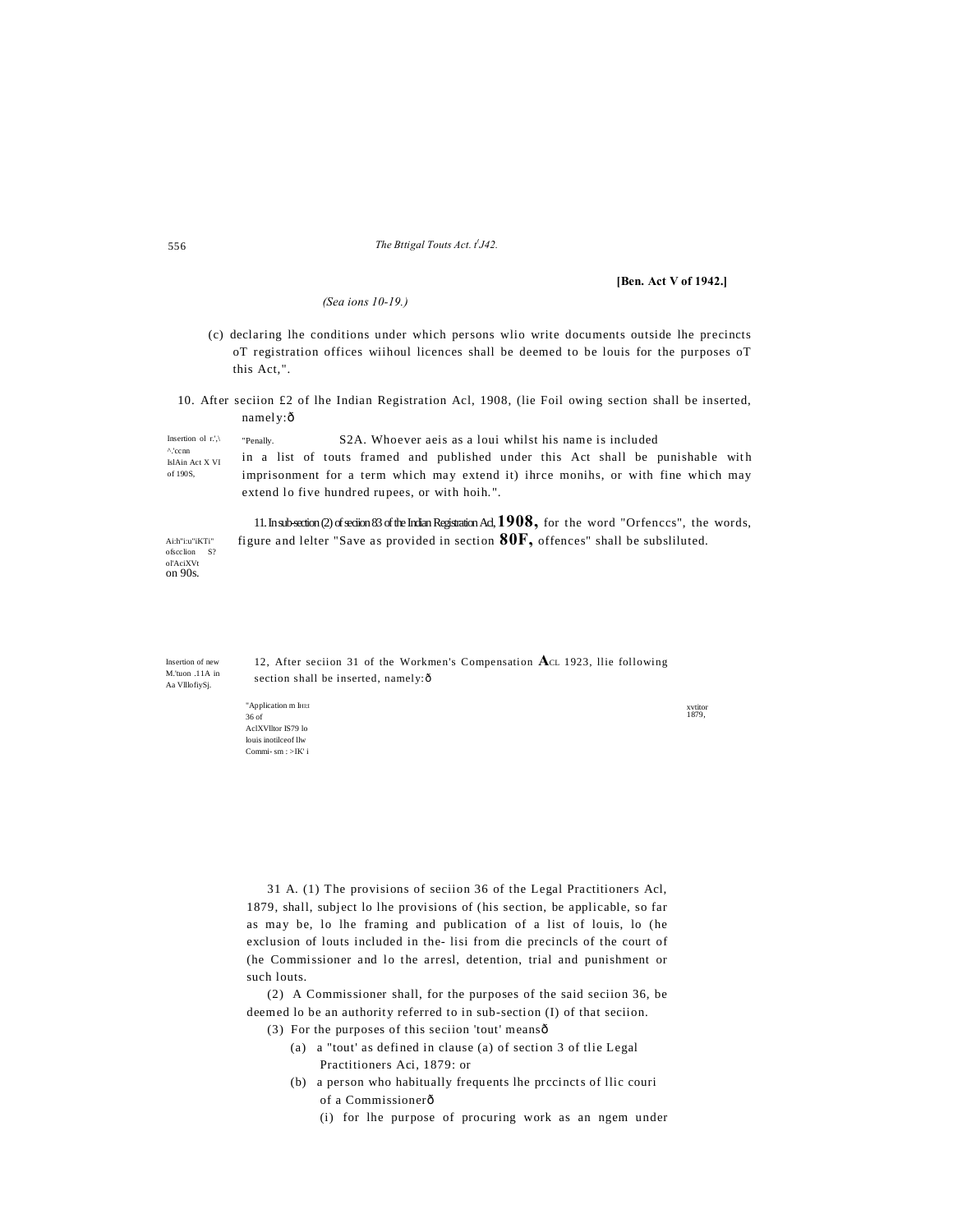[Ben. Act V of 1942.]

*(Sea ions 10-19.)*

(c) declaring lhe conditions under which persons wlio write documents outside lhe precincts oT registration offices wiihoul licences shall be deemed to be louis for the purposes oT this Act,".

Insertion ol r.',\ ^.'ccnn IslAin Act X VI of 190S,

10. After seciion £2 of lhe Indian Registration Acl, 1908, (lie Foil owing section shall be inserted, namely:ð

"Penally. S2A. Whoever aeis as a loui whilst his name is included in a list of touts framed and published under this Act shall be punishable with imprisonment for a term which may extend it) ihrce monihs, or with fine which may extend lo five hundred rupees, or with hoih.".

Ai:h"i:u"iKTi" ofscclion S? ol'AciXVt on 90s.

11. In sub-section (2) of seciion 83 of the Indian Registration Acl, **1908,** for the word "Orfenccs", the words, figure and lelter "Save as provided in section **80F,** offences" shall be subsliluted.

Insertion of new M.'tuon .11A in Aa VlllofiySj.

12, After seciion 31 of the Workmen's Compensation **A**CL 1923, llie following section shall be inserted, namely:ð

"Application m Ihi:i 36 of AclXVllor IS79 lo louis inotilceof llw Commi- sm : >IK' i

xvtitor 1879,

31 A. (1) The provisions of seciion 36 of the Legal Practitioners Acl, 1879, shall, subject lo lhe provisions of (his section, be applicable, so far as may be, lo lhe framing and publication of a list of louis, lo (he exclusion of louts included in the- lisi from die precincls of the court of (he Commissioner and lo the arresl, detention, trial and punishment or such louts.

(2) A Commissioner shall, for the purposes of the said seciion 36, be deemed lo be an authority referred to in sub-section (I) of that seciion.

(3) For the purposes of this seciion 'tout' meansð

(a) a "tout' as defined in clause (a) of section 3 of tlie Legal Practitioners Aci, 1879: or

(b) a person who habitually frequents lhe prccincts of llic couri of a Commissionerð

(i) for lhe purpose of procuring work as an ngem under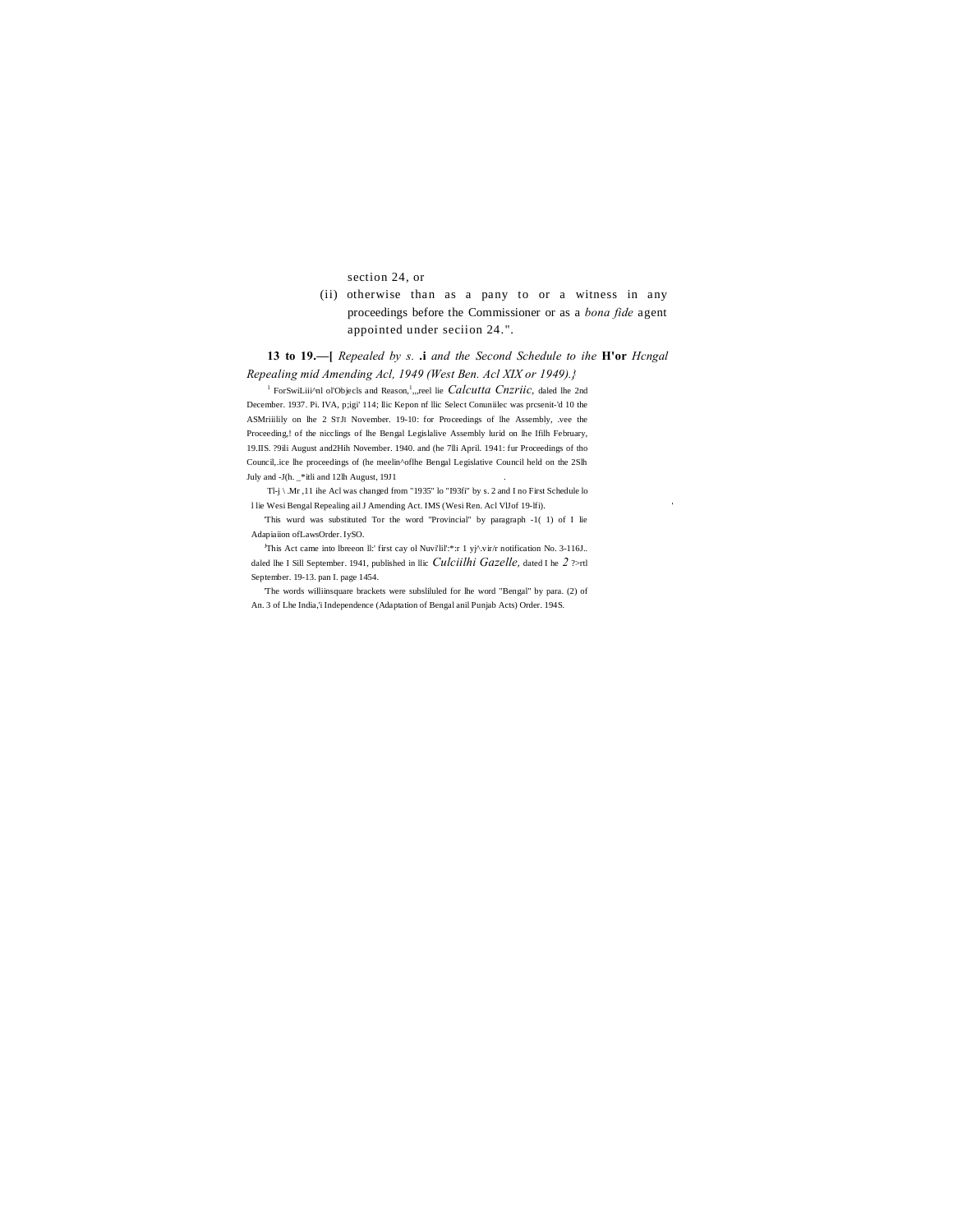section 24, or

(ii) otherwise than as a pany to or a witness in any proceedings before the Commissioner or as a *bona fide* agent appointed under seciion 24.".

**13 to 19.—[** *Repealed by s.* **.i** *and the Second Schedule to ihe* **H'or** *Hcngal Repealing mid Amending Acl, 1949 (West Ben. Acl XIX or 1949).}*

[1] ForSwiLiii^nl ol'Objecls and Reason,[1],,,reel lie *Calcutta Cnzriic,* daled lhe 2nd December. 1937. Pi. IVA, p;igi' 114; llic Kepon nf llic Select Conunilec was prcsenit-'d 10 the ASMriiilily on lhe 2 STJI November. 19-10: for Proceedings of lhe Assembly, .vee the Proceeding,! of the nicclings of lhe Bengal Legislalive Assembly lurid on lhe Ifilh February, 19.IIS. ?9ili August and2Hih November. 1940. and (he 7lli April. 1941: fur Proceedings of tho Council,.ice lhe proceedings of (he meelin^oflhe Bengal Legislative Council held on the 2Slh July and -J(h. _*itli and 12lh August, 19J1 .

Tl-j \ .Mr ,11 ihe Acl was changed from "1935" lo "I93fi" by s. 2 and I no First Schedule lo l lie Wesi Bengal Repealing ail J Amending Act. IMS (Wesi Ren. Acl VIJof 19-lfi).

'This wurd was substituted Tor the word "Provincial" by paragraph -1( 1) of I lie Adapiaiion ofLawsOrder. IySO.

[J]This Act came into lbreeon ll:' first cay ol Nuvi'lil':*:r 1 yj^.vir/r notification No. 3-116J.. daled lhe I Sill September. 1941, published in llic *Culciilhi Gazelle,* dated I he *2* ?>rtl September. 19-13. pan I. page 1454.

'The words williinsquare brackets were subsliluled for lhe word "Bengal" by para. (2) of An. 3 of Lhe India,'i Independence (Adaptation of Bengal anil Punjab Acts) Order. 194S.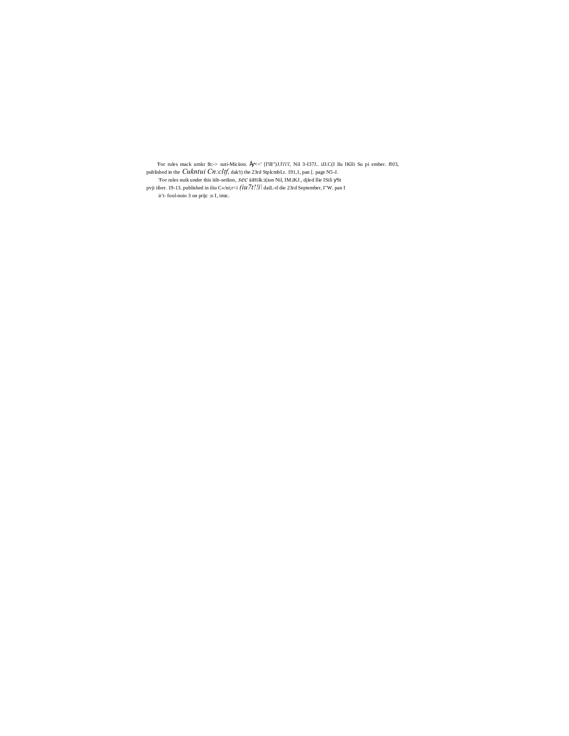'For rules mack urnkr lh:-> suti-Miciion. Å·<<' [I'lll")J.I'i'i', Nil 3-I37J.. iJJ.C(I llu IKlli Su pi ember. I9J3, published in the *Cukntui Cn:cltf,* dak't) the 23rd StplcmbLr. 191,1, pan [. page N5-J.

'For rules nuik under this iiib-setlion, *sec* iiiHilk:i(ion Nil, IM.iKJ., djled llie ISili γSt pvji iiber. 19-13. published in iliu C«/ni;r<i *(iu7t!!i\* daiL-tl die 23rd September, I"W. pan I

ir'i- fool-noio 3 on prijc :o I, imic.